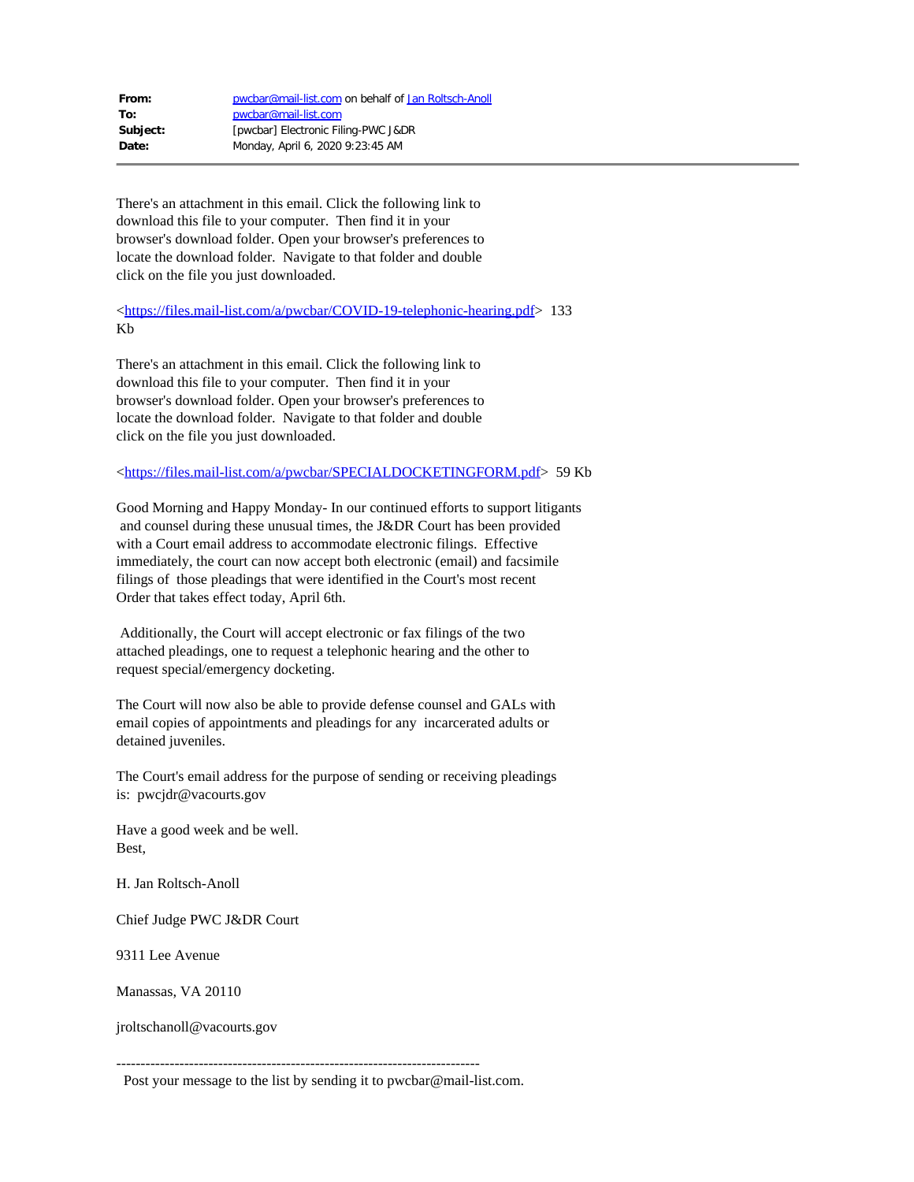| | |
|---|---|
| **From:** | pwcbar@mail-list.com on behalf of Jan Roltsch-Anoll |
| **To:** | pwcbar@mail-list.com |
| **Subject:** | [pwcbar] Electronic Filing-PWC J&DR |
| **Date:** | Monday, April 6, 2020 9:23:45 AM |

---

There's an attachment in this email. Click the following link to download this file to your computer. Then find it in your browser's download folder. Open your browser's preferences to locate the download folder. Navigate to that folder and double click on the file you just downloaded.

<https://files.mail-list.com/a/pwcbar/COVID-19-telephonic-hearing.pdf> 133 Kb

There's an attachment in this email. Click the following link to download this file to your computer. Then find it in your browser's download folder. Open your browser's preferences to locate the download folder. Navigate to that folder and double click on the file you just downloaded.

<https://files.mail-list.com/a/pwcbar/SPECIALDOCKETINGFORM.pdf> 59 Kb

Good Morning and Happy Monday- In our continued efforts to support litigants and counsel during these unusual times, the J&DR Court has been provided with a Court email address to accommodate electronic filings. Effective immediately, the court can now accept both electronic (email) and facsimile filings of those pleadings that were identified in the Court's most recent Order that takes effect today, April 6th.

Additionally, the Court will accept electronic or fax filings of the two attached pleadings, one to request a telephonic hearing and the other to request special/emergency docketing.

The Court will now also be able to provide defense counsel and GALs with email copies of appointments and pleadings for any incarcerated adults or detained juveniles.

The Court's email address for the purpose of sending or receiving pleadings is: pwcjdr@vacourts.gov

Have a good week and be well.
Best,

H. Jan Roltsch-Anoll

Chief Judge PWC J&DR Court

9311 Lee Avenue

Manassas, VA 20110

jroltschanoll@vacourts.gov

---------------------------------------------------------------------------
Post your message to the list by sending it to pwcbar@mail-list.com.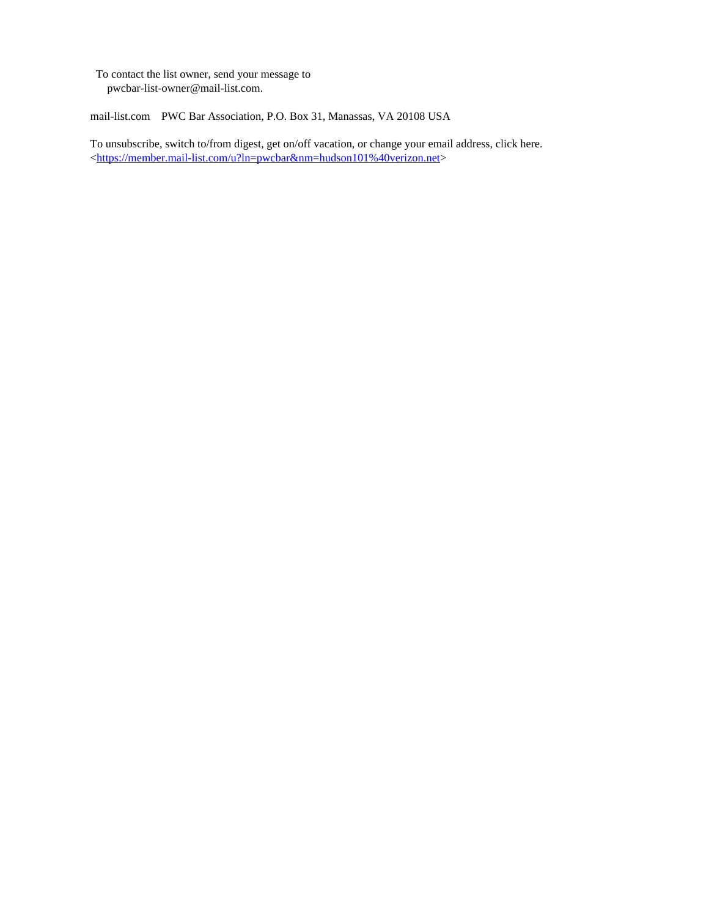To contact the list owner, send your message to
pwcbar-list-owner@mail-list.com.

mail-list.com    PWC Bar Association, P.O. Box 31, Manassas, VA 20108 USA

To unsubscribe, switch to/from digest, get on/off vacation, or change your email address, click here.
<https://member.mail-list.com/u?ln=pwcbar&nm=hudson101%40verizon.net>